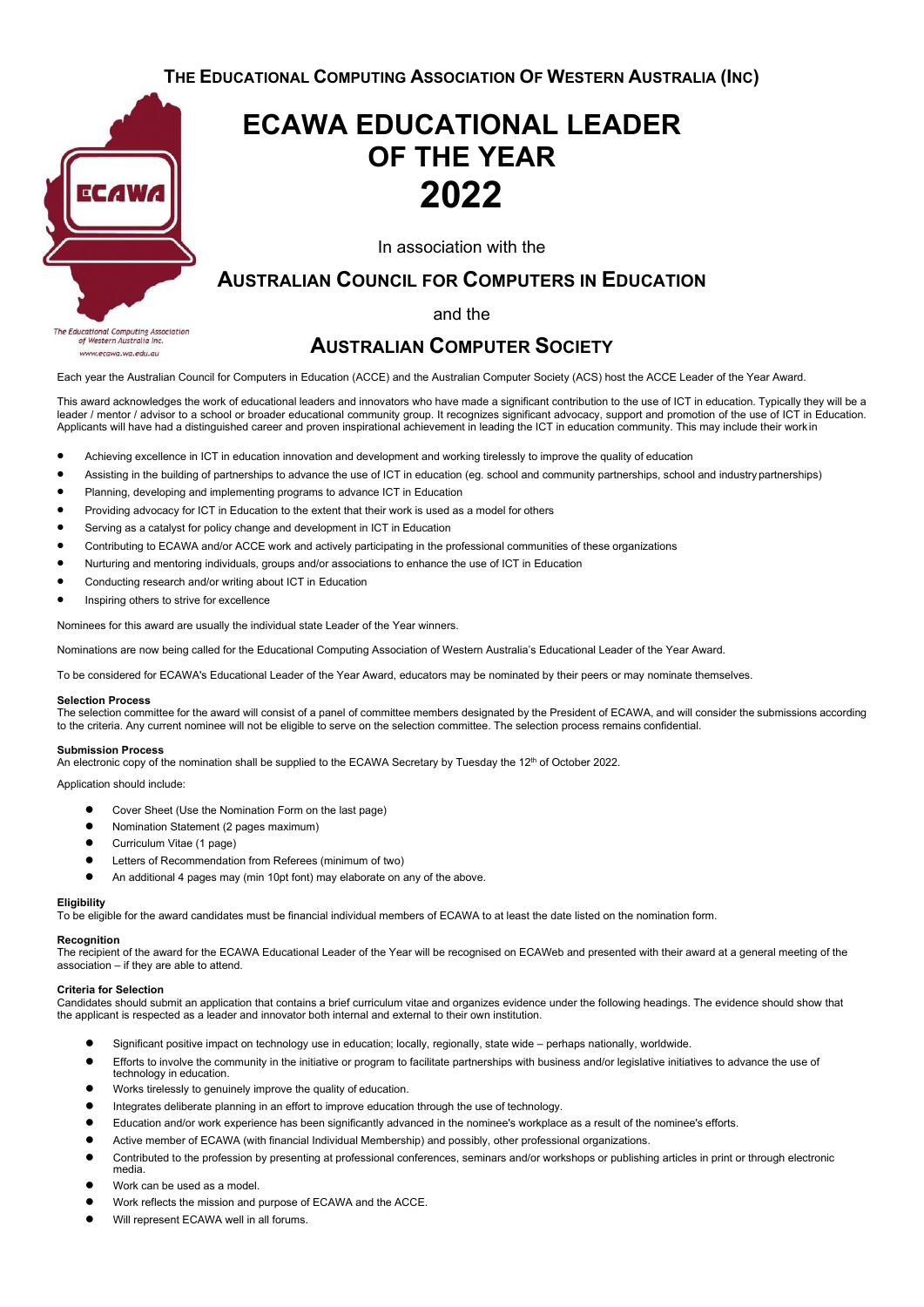**THE EDUCATIONAL COMPUTING ASSOCIATION OF WESTERN AUSTRALIA (INC)**

The Educational Computing Association of Western Australia Inc.
www.ecawa.wa.edu.au

# ECAWA EDUCATIONAL LEADER OF THE YEAR 2022

In association with the

## AUSTRALIAN COUNCIL FOR COMPUTERS IN EDUCATION

and the

## AUSTRALIAN COMPUTER SOCIETY

Each year the Australian Council for Computers in Education (ACCE) and the Australian Computer Society (ACS) host the ACCE Leader of the Year Award.

This award acknowledges the work of educational leaders and innovators who have made a significant contribution to the use of ICT in education. Typically they will be a leader / mentor / advisor to a school or broader educational community group. It recognizes significant advocacy, support and promotion of the use of ICT in Education. Applicants will have had a distinguished career and proven inspirational achievement in leading the ICT in education community. This may include their work in

- Achieving excellence in ICT in education innovation and development and working tirelessly to improve the quality of education
- Assisting in the building of partnerships to advance the use of ICT in education (eg. school and community partnerships, school and industry partnerships)
- Planning, developing and implementing programs to advance ICT in Education
- Providing advocacy for ICT in Education to the extent that their work is used as a model for others
- Serving as a catalyst for policy change and development in ICT in Education
- Contributing to ECAWA and/or ACCE work and actively participating in the professional communities of these organizations
- Nurturing and mentoring individuals, groups and/or associations to enhance the use of ICT in Education
- Conducting research and/or writing about ICT in Education
- Inspiring others to strive for excellence

Nominees for this award are usually the individual state Leader of the Year winners.

Nominations are now being called for the Educational Computing Association of Western Australia's Educational Leader of the Year Award.

To be considered for ECAWA's Educational Leader of the Year Award, educators may be nominated by their peers or may nominate themselves.

**Selection Process**
The selection committee for the award will consist of a panel of committee members designated by the President of ECAWA, and will consider the submissions according to the criteria. Any current nominee will not be eligible to serve on the selection committee. The selection process remains confidential.

**Submission Process**
An electronic copy of the nomination shall be supplied to the ECAWA Secretary by Tuesday the 12th of October 2022.

Application should include:

- Cover Sheet (Use the Nomination Form on the last page)
- Nomination Statement (2 pages maximum)
- Curriculum Vitae (1 page)
- Letters of Recommendation from Referees (minimum of two)
- An additional 4 pages may (min 10pt font) may elaborate on any of the above.

**Eligibility**
To be eligible for the award candidates must be financial individual members of ECAWA to at least the date listed on the nomination form.

**Recognition**
The recipient of the award for the ECAWA Educational Leader of the Year will be recognised on ECAWeb and presented with their award at a general meeting of the association – if they are able to attend.

**Criteria for Selection**
Candidates should submit an application that contains a brief curriculum vitae and organizes evidence under the following headings. The evidence should show that the applicant is respected as a leader and innovator both internal and external to their own institution.

- Significant positive impact on technology use in education; locally, regionally, state wide – perhaps nationally, worldwide.
- Efforts to involve the community in the initiative or program to facilitate partnerships with business and/or legislative initiatives to advance the use of technology in education.
- Works tirelessly to genuinely improve the quality of education.
- Integrates deliberate planning in an effort to improve education through the use of technology.
- Education and/or work experience has been significantly advanced in the nominee's workplace as a result of the nominee's efforts.
- Active member of ECAWA (with financial Individual Membership) and possibly, other professional organizations.
- Contributed to the profession by presenting at professional conferences, seminars and/or workshops or publishing articles in print or through electronic media.
- Work can be used as a model.
- Work reflects the mission and purpose of ECAWA and the ACCE.
- Will represent ECAWA well in all forums.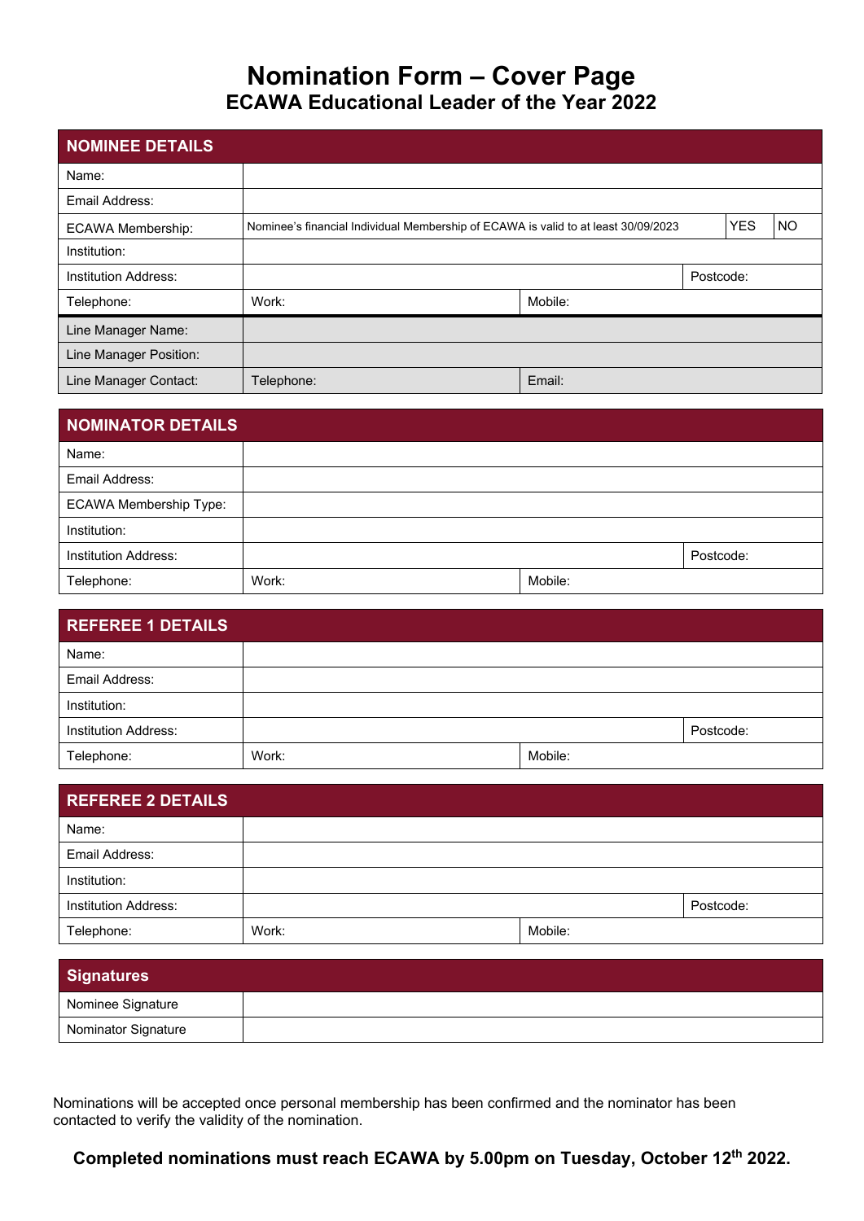# Nomination Form – Cover Page

## ECAWA Educational Leader of the Year 2022

| NOMINEE DETAILS | | | | |
|---|---|---|---|---|
| Name: | | | | |
| Email Address: | | | | |
| ECAWA Membership: | Nominee's financial Individual Membership of ECAWA is valid to at least 30/09/2023 | | YES | NO |
| Institution: | | | | |
| Institution Address: | | | Postcode: | |
| Telephone: | Work: | Mobile: | | |
| Line Manager Name: | | | | |
| Line Manager Position: | | | | |
| Line Manager Contact: | Telephone: | Email: | | |

| NOMINATOR DETAILS | | | |
|---|---|---|---|
| Name: | | | |
| Email Address: | | | |
| ECAWA Membership Type: | | | |
| Institution: | | | |
| Institution Address: | | | Postcode: |
| Telephone: | Work: | Mobile: | |

| REFEREE 1 DETAILS | | | |
|---|---|---|---|
| Name: | | | |
| Email Address: | | | |
| Institution: | | | |
| Institution Address: | | | Postcode: |
| Telephone: | Work: | Mobile: | |

| REFEREE 2 DETAILS | | | |
|---|---|---|---|
| Name: | | | |
| Email Address: | | | |
| Institution: | | | |
| Institution Address: | | | Postcode: |
| Telephone: | Work: | Mobile: | |

| Signatures | |
|---|---|
| Nominee Signature | |
| Nominator Signature | |

Nominations will be accepted once personal membership has been confirmed and the nominator has been contacted to verify the validity of the nomination.

**Completed nominations must reach ECAWA by 5.00pm on Tuesday, October 12th 2022.**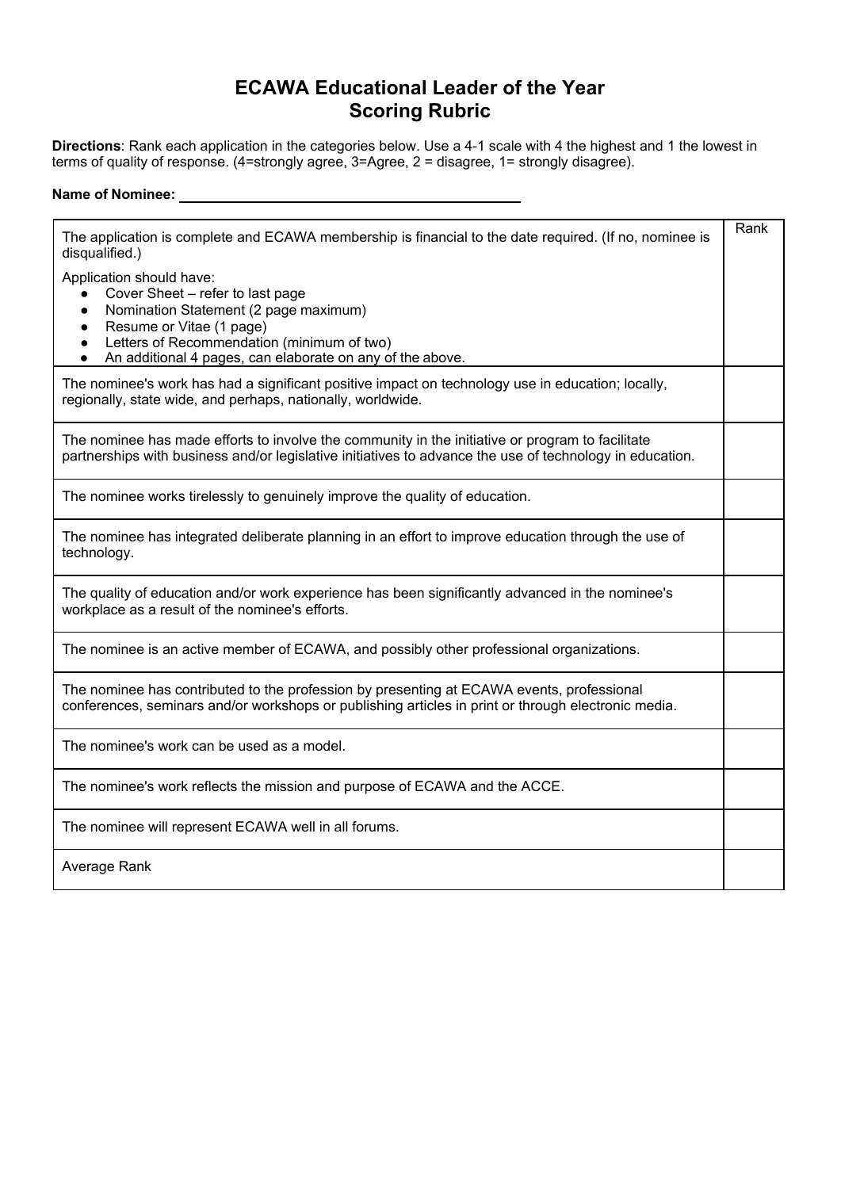# ECAWA Educational Leader of the Year
## Scoring Rubric

**Directions**: Rank each application in the categories below. Use a 4-1 scale with 4 the highest and 1 the lowest in terms of quality of response. (4=strongly agree, 3=Agree, 2 = disagree, 1= strongly disagree).

**Name of Nominee:** ______________________________

| | Rank |
|---|---|
| The application is complete and ECAWA membership is financial to the date required. (If no, nominee is disqualified.)<br><br>Application should have:<br>• Cover Sheet – refer to last page<br>• Nomination Statement (2 page maximum)<br>• Resume or Vitae (1 page)<br>• Letters of Recommendation (minimum of two)<br>• An additional 4 pages, can elaborate on any of the above. | |
| The nominee's work has had a significant positive impact on technology use in education; locally, regionally, state wide, and perhaps, nationally, worldwide. | |
| The nominee has made efforts to involve the community in the initiative or program to facilitate partnerships with business and/or legislative initiatives to advance the use of technology in education. | |
| The nominee works tirelessly to genuinely improve the quality of education. | |
| The nominee has integrated deliberate planning in an effort to improve education through the use of technology. | |
| The quality of education and/or work experience has been significantly advanced in the nominee's workplace as a result of the nominee's efforts. | |
| The nominee is an active member of ECAWA, and possibly other professional organizations. | |
| The nominee has contributed to the profession by presenting at ECAWA events, professional conferences, seminars and/or workshops or publishing articles in print or through electronic media. | |
| The nominee's work can be used as a model. | |
| The nominee's work reflects the mission and purpose of ECAWA and the ACCE. | |
| The nominee will represent ECAWA well in all forums. | |
| Average Rank | |